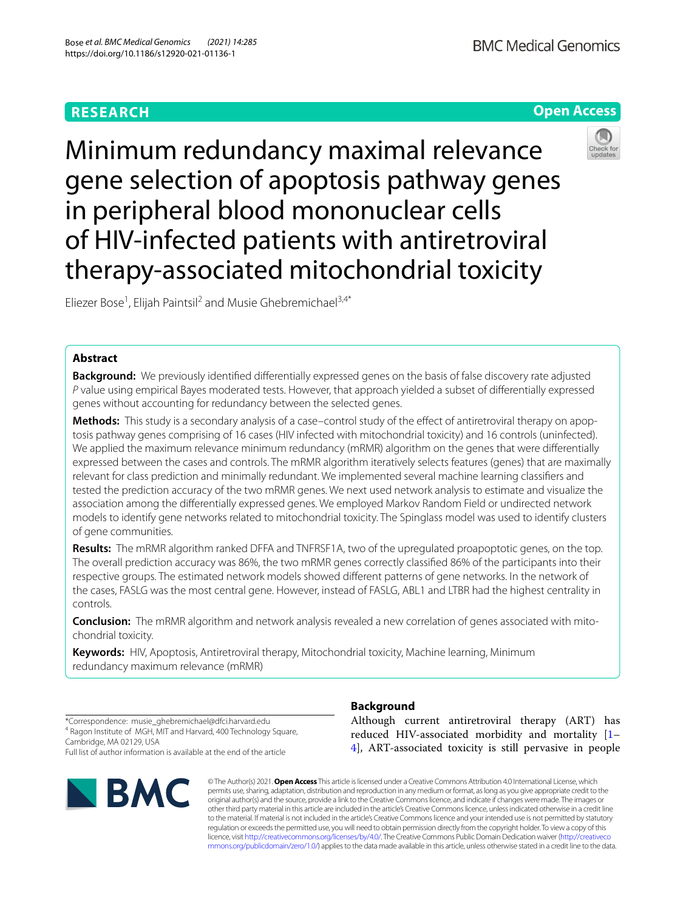RESEARCH

Open Access

# Minimum redundancy maximal relevance gene selection of apoptosis pathway genes in peripheral blood mononuclear cells of HIV-infected patients with antiretroviral therapy-associated mitochondrial toxicity

Eliezer Bose[1], Elijah Paintsil[2] and Musie Ghebremichael[3,4*]

## Abstract

**Background:** We previously identified differentially expressed genes on the basis of false discovery rate adjusted *P* value using empirical Bayes moderated tests. However, that approach yielded a subset of differentially expressed genes without accounting for redundancy between the selected genes.

**Methods:** This study is a secondary analysis of a case–control study of the effect of antiretroviral therapy on apoptosis pathway genes comprising of 16 cases (HIV infected with mitochondrial toxicity) and 16 controls (uninfected). We applied the maximum relevance minimum redundancy (mRMR) algorithm on the genes that were differentially expressed between the cases and controls. The mRMR algorithm iteratively selects features (genes) that are maximally relevant for class prediction and minimally redundant. We implemented several machine learning classifiers and tested the prediction accuracy of the two mRMR genes. We next used network analysis to estimate and visualize the association among the differentially expressed genes. We employed Markov Random Field or undirected network models to identify gene networks related to mitochondrial toxicity. The Spinglass model was used to identify clusters of gene communities.

**Results:** The mRMR algorithm ranked DFFA and TNFRSF1A, two of the upregulated proapoptotic genes, on the top. The overall prediction accuracy was 86%, the two mRMR genes correctly classified 86% of the participants into their respective groups. The estimated network models showed different patterns of gene networks. In the network of the cases, FASLG was the most central gene. However, instead of FASLG, ABL1 and LTBR had the highest centrality in controls.

**Conclusion:** The mRMR algorithm and network analysis revealed a new correlation of genes associated with mitochondrial toxicity.

**Keywords:** HIV, Apoptosis, Antiretroviral therapy, Mitochondrial toxicity, Machine learning, Minimum redundancy maximum relevance (mRMR)

*Correspondence: musie_ghebremichael@dfci.harvard.edu
[4] Ragon Institute of MGH, MIT and Harvard, 400 Technology Square, Cambridge, MA 02129, USA
Full list of author information is available at the end of the article

## Background

Although current antiretroviral therapy (ART) has reduced HIV-associated morbidity and mortality [1–4], ART-associated toxicity is still pervasive in people

© The Author(s) 2021. **Open Access** This article is licensed under a Creative Commons Attribution 4.0 International License, which permits use, sharing, adaptation, distribution and reproduction in any medium or format, as long as you give appropriate credit to the original author(s) and the source, provide a link to the Creative Commons licence, and indicate if changes were made. The images or other third party material in this article are included in the article's Creative Commons licence, unless indicated otherwise in a credit line to the material. If material is not included in the article's Creative Commons licence and your intended use is not permitted by statutory regulation or exceeds the permitted use, you will need to obtain permission directly from the copyright holder. To view a copy of this licence, visit http://creativecommons.org/licenses/by/4.0/. The Creative Commons Public Domain Dedication waiver (http://creativecommons.org/publicdomain/zero/1.0/) applies to the data made available in this article, unless otherwise stated in a credit line to the data.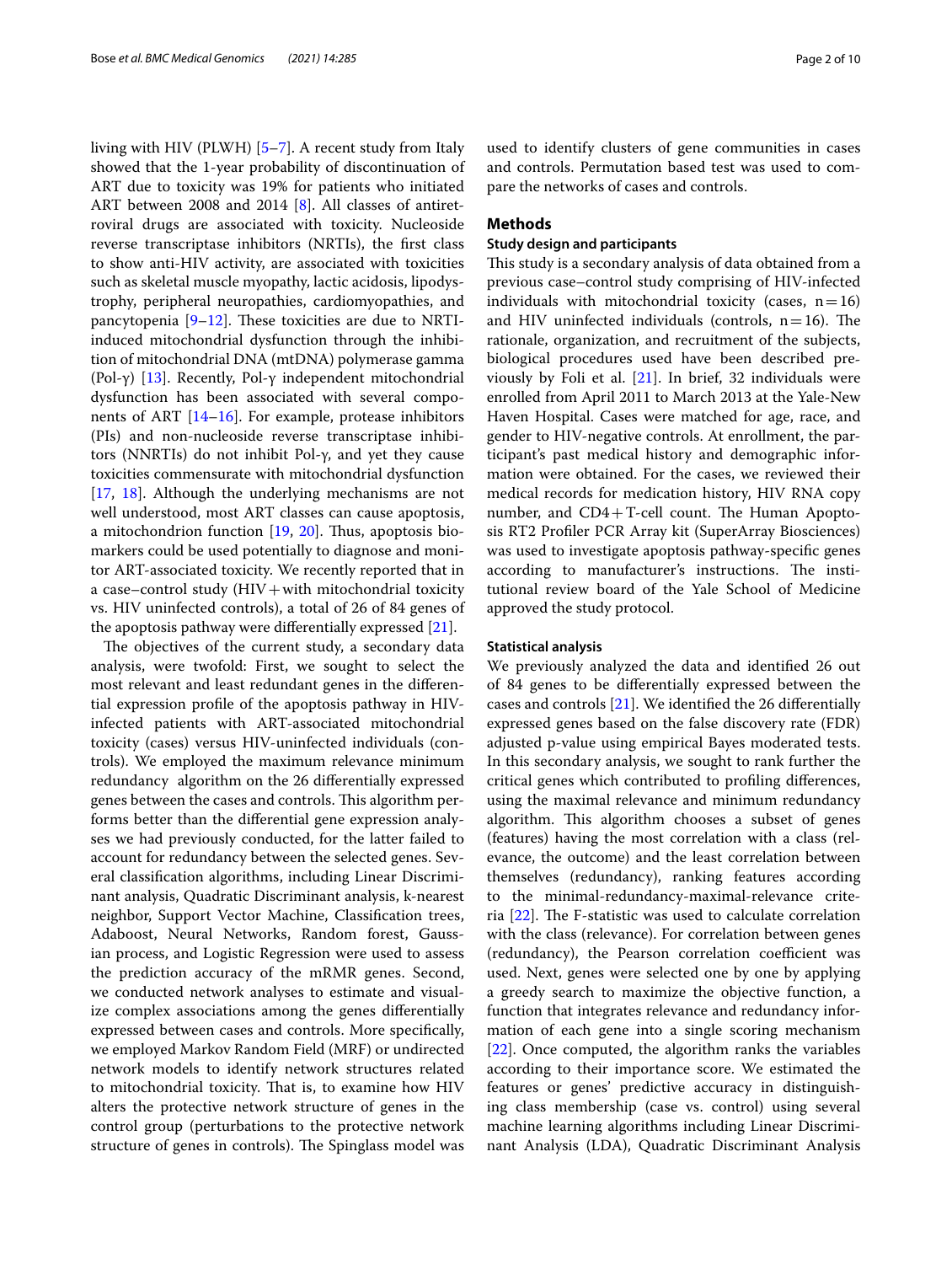living with HIV (PLWH) [5–7]. A recent study from Italy showed that the 1-year probability of discontinuation of ART due to toxicity was 19% for patients who initiated ART between 2008 and 2014 [8]. All classes of antiretroviral drugs are associated with toxicity. Nucleoside reverse transcriptase inhibitors (NRTIs), the first class to show anti-HIV activity, are associated with toxicities such as skeletal muscle myopathy, lactic acidosis, lipodystrophy, peripheral neuropathies, cardiomyopathies, and pancytopenia [9–12]. These toxicities are due to NRTI-induced mitochondrial dysfunction through the inhibition of mitochondrial DNA (mtDNA) polymerase gamma (Pol-γ) [13]. Recently, Pol-γ independent mitochondrial dysfunction has been associated with several components of ART [14–16]. For example, protease inhibitors (PIs) and non-nucleoside reverse transcriptase inhibitors (NNRTIs) do not inhibit Pol-γ, and yet they cause toxicities commensurate with mitochondrial dysfunction [17, 18]. Although the underlying mechanisms are not well understood, most ART classes can cause apoptosis, a mitochondrion function [19, 20]. Thus, apoptosis biomarkers could be used potentially to diagnose and monitor ART-associated toxicity. We recently reported that in a case–control study (HIV + with mitochondrial toxicity vs. HIV uninfected controls), a total of 26 of 84 genes of the apoptosis pathway were differentially expressed [21].

The objectives of the current study, a secondary data analysis, were twofold: First, we sought to select the most relevant and least redundant genes in the differential expression profile of the apoptosis pathway in HIV-infected patients with ART-associated mitochondrial toxicity (cases) versus HIV-uninfected individuals (controls). We employed the maximum relevance minimum redundancy algorithm on the 26 differentially expressed genes between the cases and controls. This algorithm performs better than the differential gene expression analyses we had previously conducted, for the latter failed to account for redundancy between the selected genes. Several classification algorithms, including Linear Discriminant analysis, Quadratic Discriminant analysis, k-nearest neighbor, Support Vector Machine, Classification trees, Adaboost, Neural Networks, Random forest, Gaussian process, and Logistic Regression were used to assess the prediction accuracy of the mRMR genes. Second, we conducted network analyses to estimate and visualize complex associations among the genes differentially expressed between cases and controls. More specifically, we employed Markov Random Field (MRF) or undirected network models to identify network structures related to mitochondrial toxicity. That is, to examine how HIV alters the protective network structure of genes in the control group (perturbations to the protective network structure of genes in controls). The Spinglass model was used to identify clusters of gene communities in cases and controls. Permutation based test was used to compare the networks of cases and controls.

## Methods

### Study design and participants

This study is a secondary analysis of data obtained from a previous case–control study comprising of HIV-infected individuals with mitochondrial toxicity (cases, $n = 16$) and HIV uninfected individuals (controls, $n = 16$). The rationale, organization, and recruitment of the subjects, biological procedures used have been described previously by Foli et al. [21]. In brief, 32 individuals were enrolled from April 2011 to March 2013 at the Yale-New Haven Hospital. Cases were matched for age, race, and gender to HIV-negative controls. At enrollment, the participant's past medical history and demographic information were obtained. For the cases, we reviewed their medical records for medication history, HIV RNA copy number, and CD4 + T-cell count. The Human Apoptosis RT2 Profiler PCR Array kit (SuperArray Biosciences) was used to investigate apoptosis pathway-specific genes according to manufacturer's instructions. The institutional review board of the Yale School of Medicine approved the study protocol.

### Statistical analysis

We previously analyzed the data and identified 26 out of 84 genes to be differentially expressed between the cases and controls [21]. We identified the 26 differentially expressed genes based on the false discovery rate (FDR) adjusted p-value using empirical Bayes moderated tests. In this secondary analysis, we sought to rank further the critical genes which contributed to profiling differences, using the maximal relevance and minimum redundancy algorithm. This algorithm chooses a subset of genes (features) having the most correlation with a class (relevance, the outcome) and the least correlation between themselves (redundancy), ranking features according to the minimal-redundancy-maximal-relevance criteria [22]. The F-statistic was used to calculate correlation with the class (relevance). For correlation between genes (redundancy), the Pearson correlation coefficient was used. Next, genes were selected one by one by applying a greedy search to maximize the objective function, a function that integrates relevance and redundancy information of each gene into a single scoring mechanism [22]. Once computed, the algorithm ranks the variables according to their importance score. We estimated the features or genes' predictive accuracy in distinguishing class membership (case vs. control) using several machine learning algorithms including Linear Discriminant Analysis (LDA), Quadratic Discriminant Analysis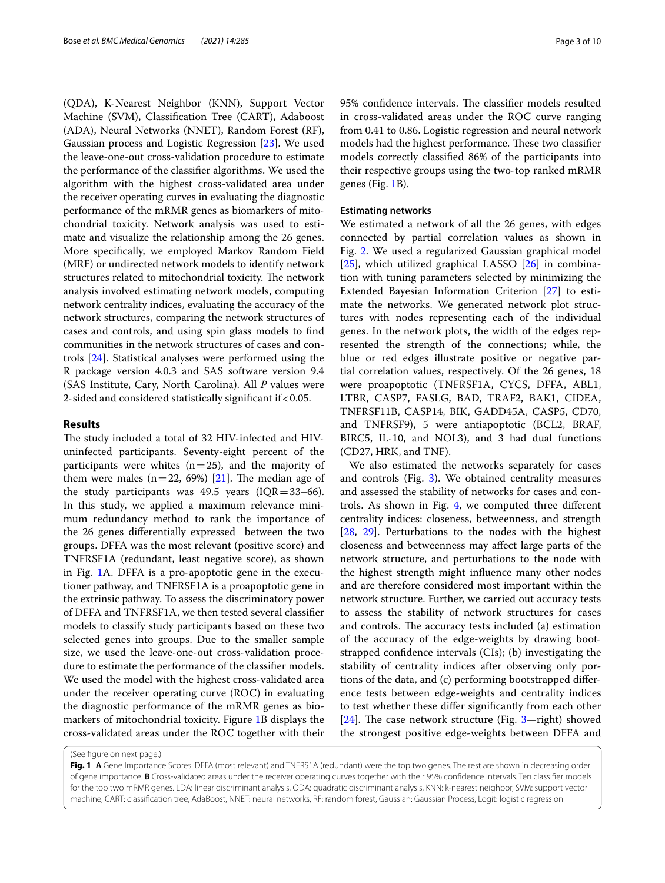(QDA), K-Nearest Neighbor (KNN), Support Vector Machine (SVM), Classification Tree (CART), Adaboost (ADA), Neural Networks (NNET), Random Forest (RF), Gaussian process and Logistic Regression [23]. We used the leave-one-out cross-validation procedure to estimate the performance of the classifier algorithms. We used the algorithm with the highest cross-validated area under the receiver operating curves in evaluating the diagnostic performance of the mRMR genes as biomarkers of mitochondrial toxicity. Network analysis was used to estimate and visualize the relationship among the 26 genes. More specifically, we employed Markov Random Field (MRF) or undirected network models to identify network structures related to mitochondrial toxicity. The network analysis involved estimating network models, computing network centrality indices, evaluating the accuracy of the network structures, comparing the network structures of cases and controls, and using spin glass models to find communities in the network structures of cases and controls [24]. Statistical analyses were performed using the R package version 4.0.3 and SAS software version 9.4 (SAS Institute, Cary, North Carolina). All *P* values were 2-sided and considered statistically significant if < 0.05.

## Results

The study included a total of 32 HIV-infected and HIV-uninfected participants. Seventy-eight percent of the participants were whites (n = 25), and the majority of them were males (n = 22, 69%) [21]. The median age of the study participants was 49.5 years (IQR = 33–66). In this study, we applied a maximum relevance minimum redundancy method to rank the importance of the 26 genes differentially expressed between the two groups. DFFA was the most relevant (positive score) and TNFRSF1A (redundant, least negative score), as shown in Fig. 1A. DFFA is a pro-apoptotic gene in the executioner pathway, and TNFRSF1A is a proapoptotic gene in the extrinsic pathway. To assess the discriminatory power of DFFA and TNFRSF1A, we then tested several classifier models to classify study participants based on these two selected genes into groups. Due to the smaller sample size, we used the leave-one-out cross-validation procedure to estimate the performance of the classifier models. We used the model with the highest cross-validated area under the receiver operating curve (ROC) in evaluating the diagnostic performance of the mRMR genes as biomarkers of mitochondrial toxicity. Figure 1B displays the cross-validated areas under the ROC together with their 95% confidence intervals. The classifier models resulted in cross-validated areas under the ROC curve ranging from 0.41 to 0.86. Logistic regression and neural network models had the highest performance. These two classifier models correctly classified 86% of the participants into their respective groups using the two-top ranked mRMR genes (Fig. 1B).

### Estimating networks

We estimated a network of all the 26 genes, with edges connected by partial correlation values as shown in Fig. 2. We used a regularized Gaussian graphical model [25], which utilized graphical LASSO [26] in combination with tuning parameters selected by minimizing the Extended Bayesian Information Criterion [27] to estimate the networks. We generated network plot structures with nodes representing each of the individual genes. In the network plots, the width of the edges represented the strength of the connections; while, the blue or red edges illustrate positive or negative partial correlation values, respectively. Of the 26 genes, 18 were proapoptotic (TNFRSF1A, CYCS, DFFA, ABL1, LTBR, CASP7, FASLG, BAD, TRAF2, BAK1, CIDEA, TNFRSF11B, CASP14, BIK, GADD45A, CASP5, CD70, and TNFRSF9), 5 were antiapoptotic (BCL2, BRAF, BIRC5, IL-10, and NOL3), and 3 had dual functions (CD27, HRK, and TNF).

We also estimated the networks separately for cases and controls (Fig. 3). We obtained centrality measures and assessed the stability of networks for cases and controls. As shown in Fig. 4, we computed three different centrality indices: closeness, betweenness, and strength [28, 29]. Perturbations to the nodes with the highest closeness and betweenness may affect large parts of the network structure, and perturbations to the node with the highest strength might influence many other nodes and are therefore considered most important within the network structure. Further, we carried out accuracy tests to assess the stability of network structures for cases and controls. The accuracy tests included (a) estimation of the accuracy of the edge-weights by drawing bootstrapped confidence intervals (CIs); (b) investigating the stability of centrality indices after observing only portions of the data, and (c) performing bootstrapped difference tests between edge-weights and centrality indices to test whether these differ significantly from each other [24]. The case network structure (Fig. 3—right) showed the strongest positive edge-weights between DFFA and

(See figure on next page.)

**Fig. 1** **A** Gene Importance Scores. DFFA (most relevant) and TNFRS1A (redundant) were the top two genes. The rest are shown in decreasing order of gene importance. **B** Cross-validated areas under the receiver operating curves together with their 95% confidence intervals. Ten classifier models for the top two mRMR genes. LDA: linear discriminant analysis, QDA: quadratic discriminant analysis, KNN: k-nearest neighbor, SVM: support vector machine, CART: classification tree, AdaBoost, NNET: neural networks, RF: random forest, Gaussian: Gaussian Process, Logit: logistic regression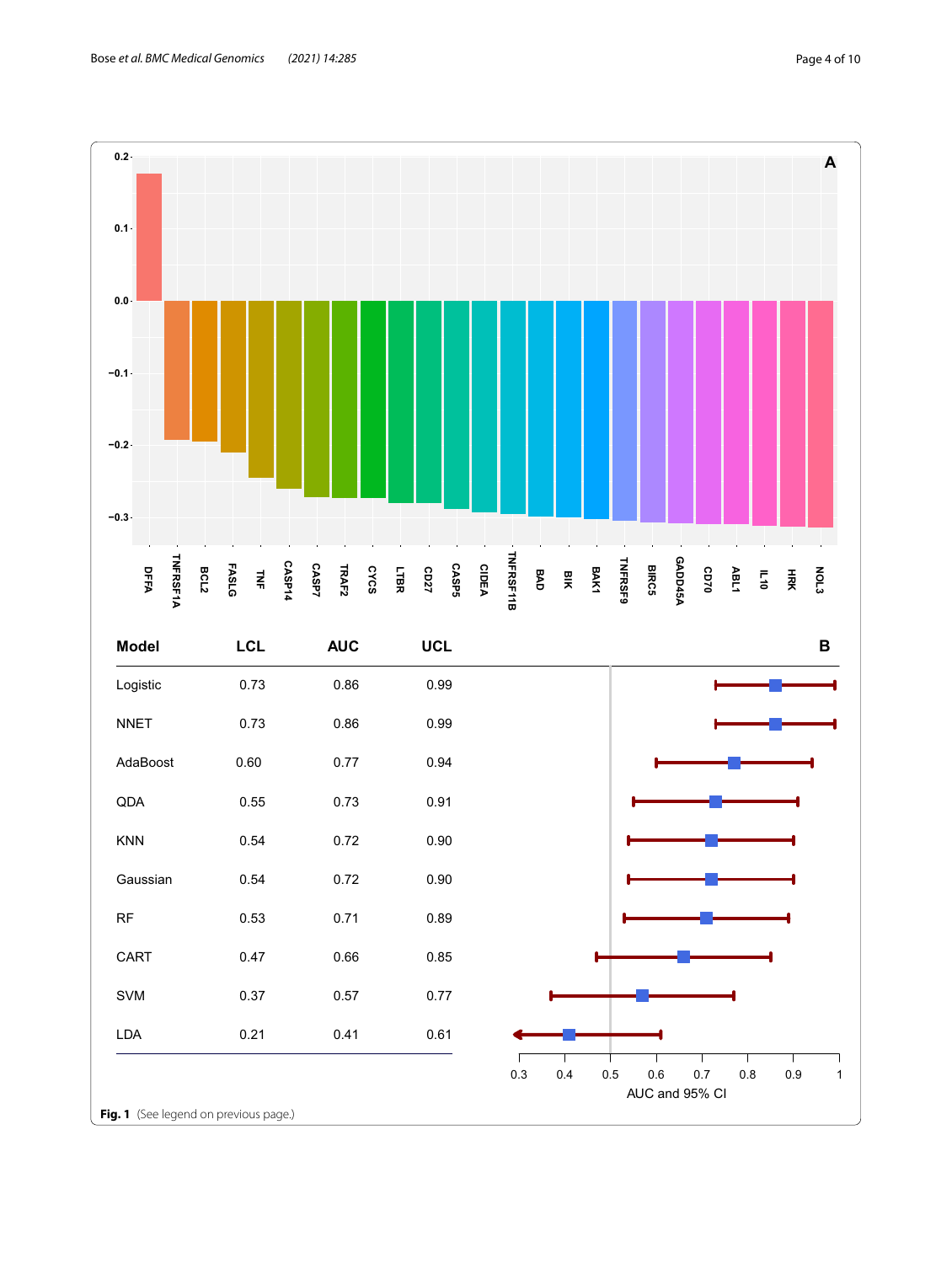| Model | LCL | AUC | UCL |
|---|---|---|---|
| Logistic | 0.73 | 0.86 | 0.99 |
| NNET | 0.73 | 0.86 | 0.99 |
| AdaBoost | 0.60 | 0.77 | 0.94 |
| QDA | 0.55 | 0.73 | 0.91 |
| KNN | 0.54 | 0.72 | 0.90 |
| Gaussian | 0.54 | 0.72 | 0.90 |
| RF | 0.53 | 0.71 | 0.89 |
| CART | 0.47 | 0.66 | 0.85 |
| SVM | 0.37 | 0.57 | 0.77 |
| LDA | 0.21 | 0.41 | 0.61 |

**Fig. 1** (See legend on previous page.)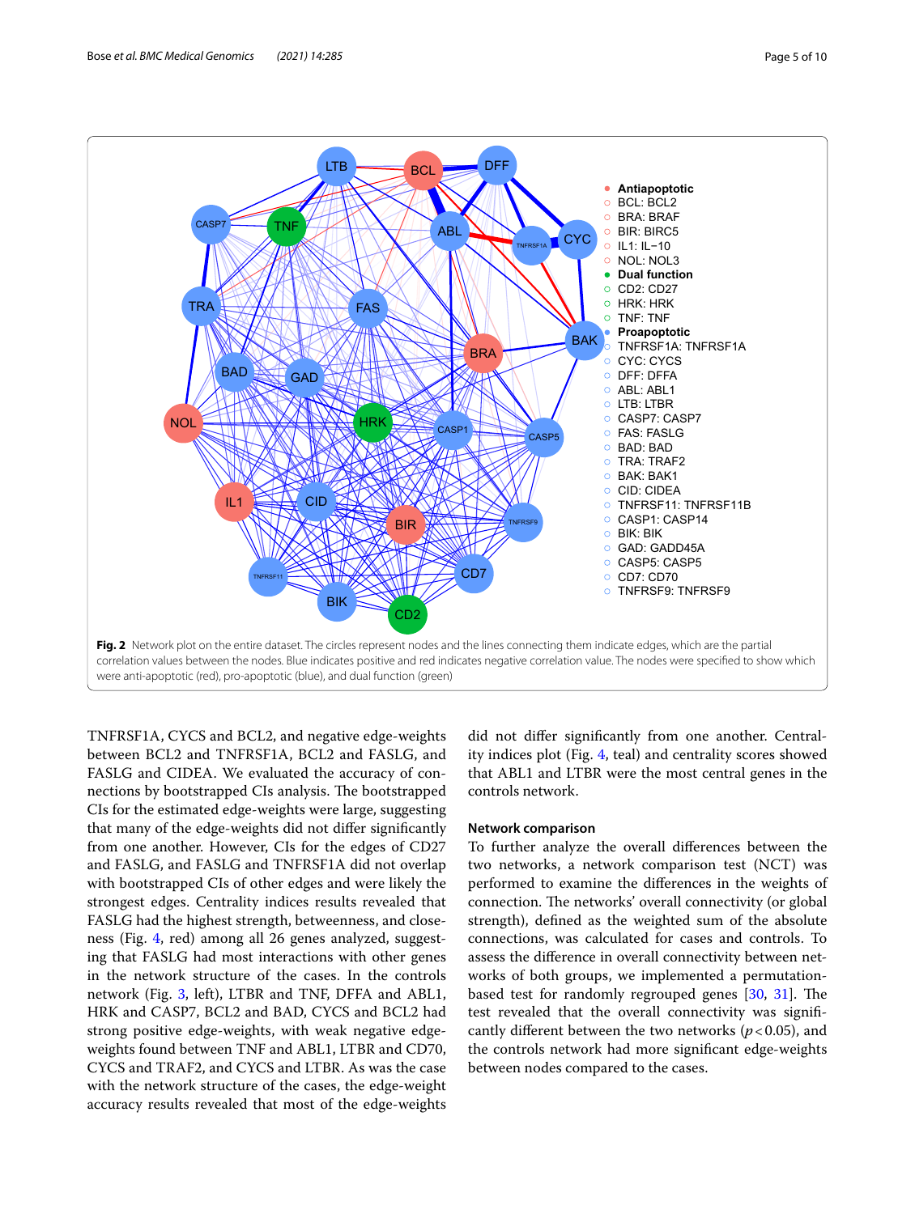**Fig. 2** Network plot on the entire dataset. The circles represent nodes and the lines connecting them indicate edges, which are the partial correlation values between the nodes. Blue indicates positive and red indicates negative correlation value. The nodes were specified to show which were anti-apoptotic (red), pro-apoptotic (blue), and dual function (green)

TNFRSF1A, CYCS and BCL2, and negative edge-weights between BCL2 and TNFRSF1A, BCL2 and FASLG, and FASLG and CIDEA. We evaluated the accuracy of connections by bootstrapped CIs analysis. The bootstrapped CIs for the estimated edge-weights were large, suggesting that many of the edge-weights did not differ significantly from one another. However, CIs for the edges of CD27 and FASLG, and FASLG and TNFRSF1A did not overlap with bootstrapped CIs of other edges and were likely the strongest edges. Centrality indices results revealed that FASLG had the highest strength, betweenness, and closeness (Fig. 4, red) among all 26 genes analyzed, suggesting that FASLG had most interactions with other genes in the network structure of the cases. In the controls network (Fig. 3, left), LTBR and TNF, DFFA and ABL1, HRK and CASP7, BCL2 and BAD, CYCS and BCL2 had strong positive edge-weights, with weak negative edge-weights found between TNF and ABL1, LTBR and CD70, CYCS and TRAF2, and CYCS and LTBR. As was the case with the network structure of the cases, the edge-weight accuracy results revealed that most of the edge-weights did not differ significantly from one another. Centrality indices plot (Fig. 4, teal) and centrality scores showed that ABL1 and LTBR were the most central genes in the controls network.

### Network comparison

To further analyze the overall differences between the two networks, a network comparison test (NCT) was performed to examine the differences in the weights of connection. The networks' overall connectivity (or global strength), defined as the weighted sum of the absolute connections, was calculated for cases and controls. To assess the difference in overall connectivity between networks of both groups, we implemented a permutation-based test for randomly regrouped genes [30, 31]. The test revealed that the overall connectivity was significantly different between the two networks ($p < 0.05$), and the controls network had more significant edge-weights between nodes compared to the cases.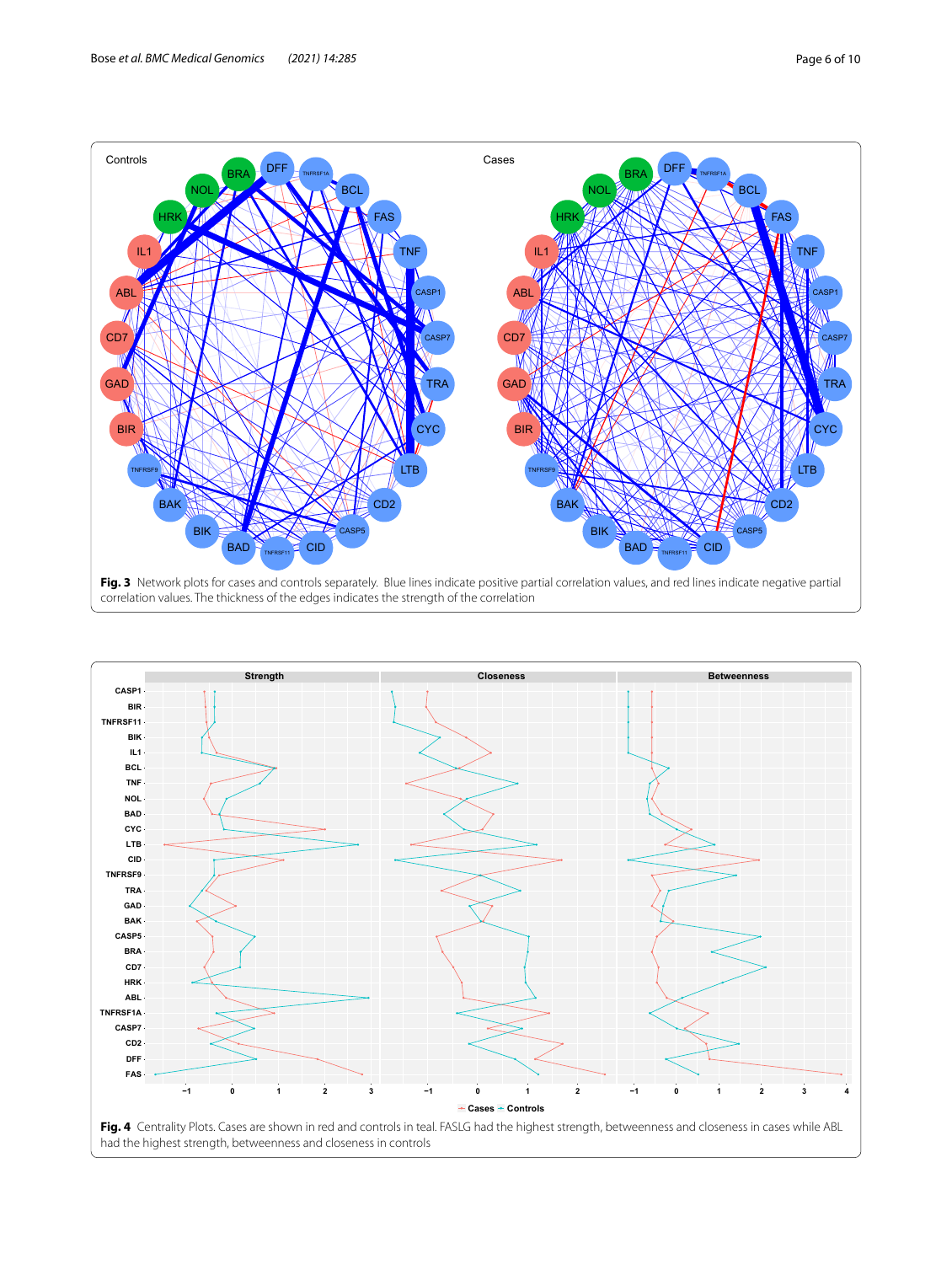**Fig. 3** Network plots for cases and controls separately. Blue lines indicate positive partial correlation values, and red lines indicate negative partial correlation values. The thickness of the edges indicates the strength of the correlation

**Fig. 4** Centrality Plots. Cases are shown in red and controls in teal. FASLG had the highest strength, betweenness and closeness in cases while ABL had the highest strength, betweenness and closeness in controls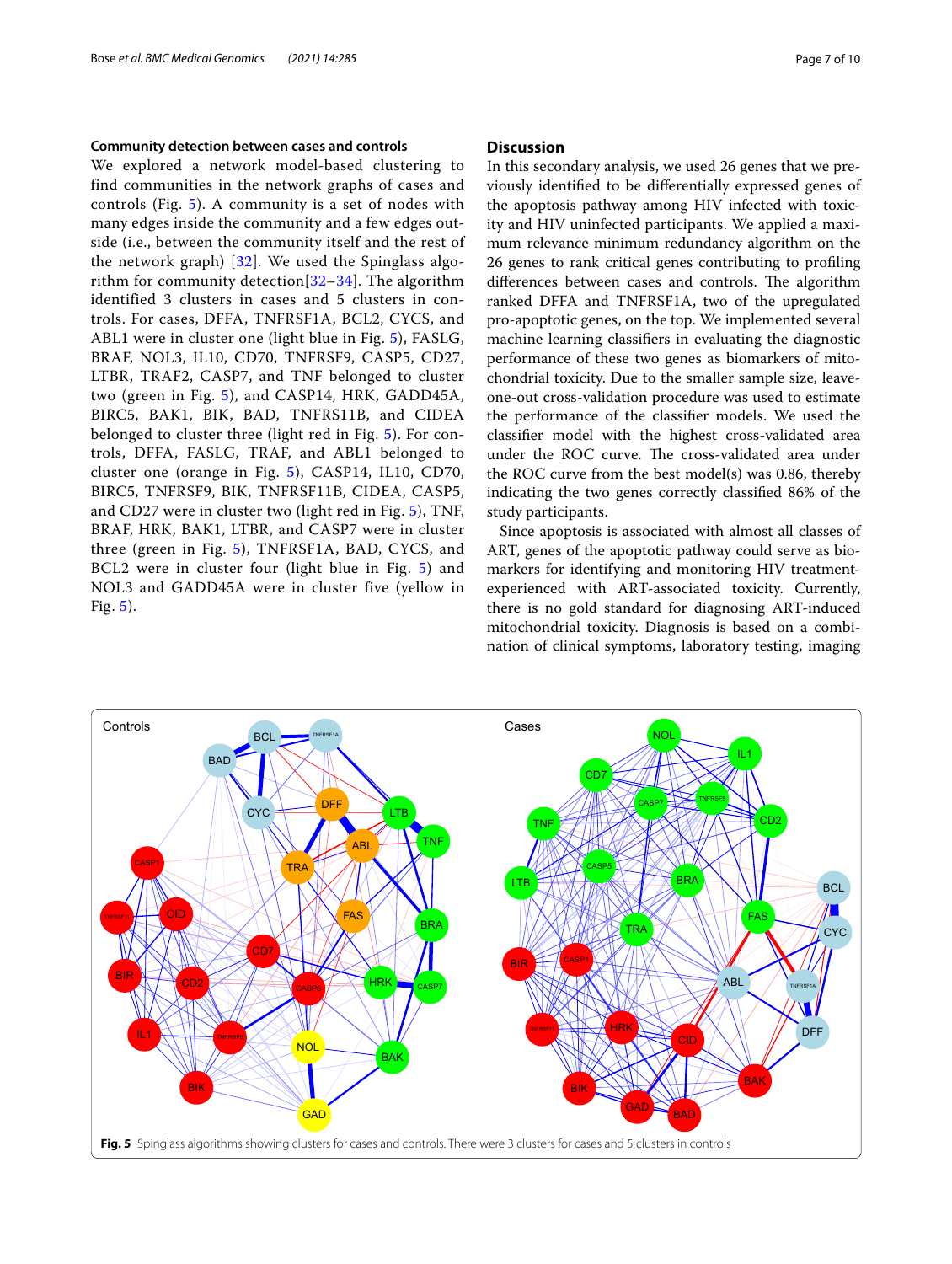### Community detection between cases and controls

We explored a network model-based clustering to find communities in the network graphs of cases and controls (Fig. 5). A community is a set of nodes with many edges inside the community and a few edges outside (i.e., between the community itself and the rest of the network graph) [32]. We used the Spinglass algorithm for community detection[32–34]. The algorithm identified 3 clusters in cases and 5 clusters in controls. For cases, DFFA, TNFRSF1A, BCL2, CYCS, and ABL1 were in cluster one (light blue in Fig. 5), FASLG, BRAF, NOL3, IL10, CD70, TNFRSF9, CASP5, CD27, LTBR, TRAF2, CASP7, and TNF belonged to cluster two (green in Fig. 5), and CASP14, HRK, GADD45A, BIRC5, BAK1, BIK, BAD, TNFRS11B, and CIDEA belonged to cluster three (light red in Fig. 5). For controls, DFFA, FASLG, TRAF, and ABL1 belonged to cluster one (orange in Fig. 5), CASP14, IL10, CD70, BIRC5, TNFRSF9, BIK, TNFRSF11B, CIDEA, CASP5, and CD27 were in cluster two (light red in Fig. 5), TNF, BRAF, HRK, BAK1, LTBR, and CASP7 were in cluster three (green in Fig. 5), TNFRSF1A, BAD, CYCS, and BCL2 were in cluster four (light blue in Fig. 5) and NOL3 and GADD45A were in cluster five (yellow in Fig. 5).

## Discussion

In this secondary analysis, we used 26 genes that we previously identified to be differentially expressed genes of the apoptosis pathway among HIV infected with toxicity and HIV uninfected participants. We applied a maximum relevance minimum redundancy algorithm on the 26 genes to rank critical genes contributing to profiling differences between cases and controls. The algorithm ranked DFFA and TNFRSF1A, two of the upregulated pro-apoptotic genes, on the top. We implemented several machine learning classifiers in evaluating the diagnostic performance of these two genes as biomarkers of mitochondrial toxicity. Due to the smaller sample size, leave-one-out cross-validation procedure was used to estimate the performance of the classifier models. We used the classifier model with the highest cross-validated area under the ROC curve. The cross-validated area under the ROC curve from the best model(s) was 0.86, thereby indicating the two genes correctly classified 86% of the study participants.

Since apoptosis is associated with almost all classes of ART, genes of the apoptotic pathway could serve as biomarkers for identifying and monitoring HIV treatment-experienced with ART-associated toxicity. Currently, there is no gold standard for diagnosing ART-induced mitochondrial toxicity. Diagnosis is based on a combination of clinical symptoms, laboratory testing, imaging

**Fig. 5** Spinglass algorithms showing clusters for cases and controls. There were 3 clusters for cases and 5 clusters in controls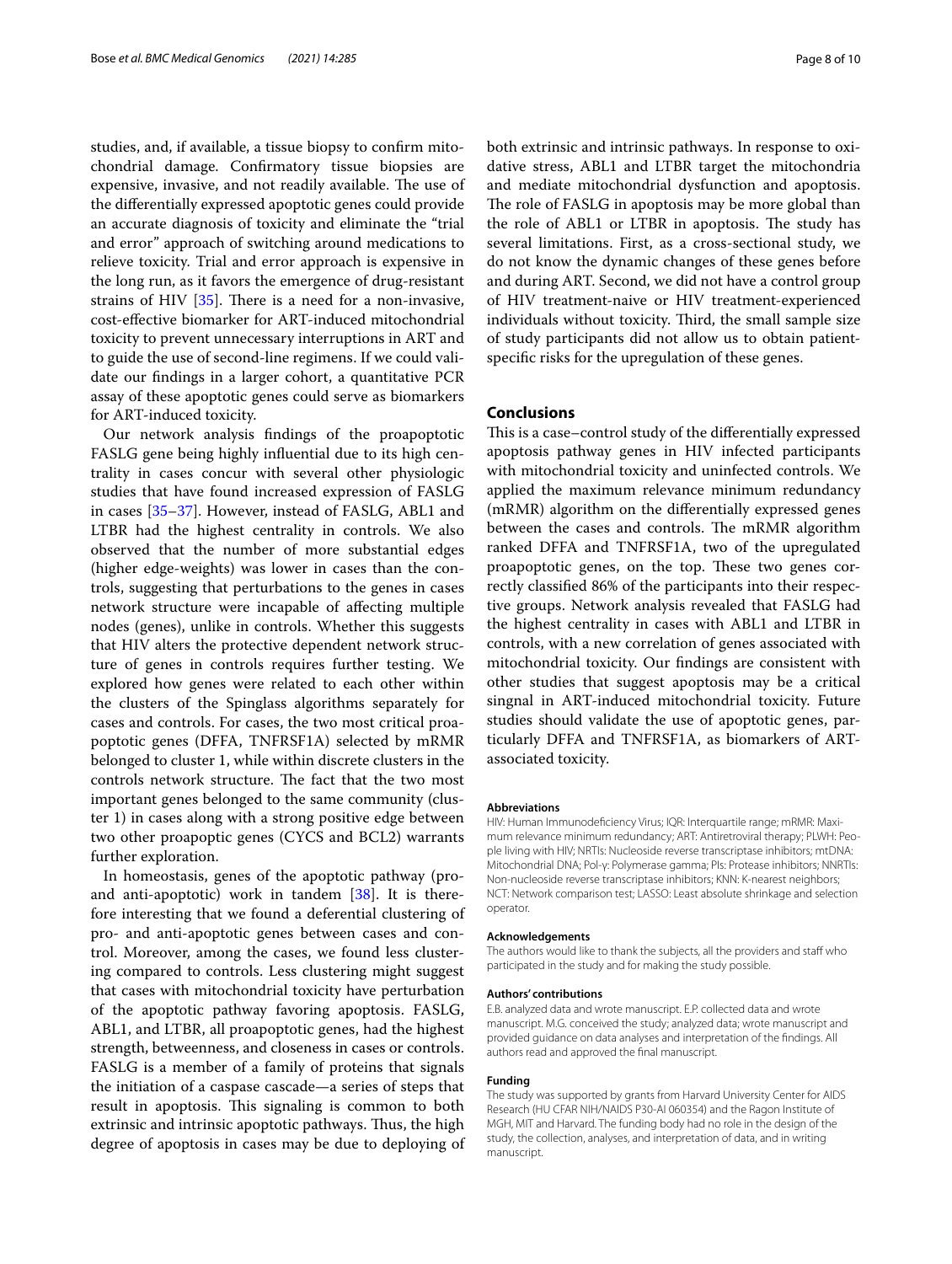studies, and, if available, a tissue biopsy to confirm mitochondrial damage. Confirmatory tissue biopsies are expensive, invasive, and not readily available. The use of the differentially expressed apoptotic genes could provide an accurate diagnosis of toxicity and eliminate the "trial and error" approach of switching around medications to relieve toxicity. Trial and error approach is expensive in the long run, as it favors the emergence of drug-resistant strains of HIV [35]. There is a need for a non-invasive, cost-effective biomarker for ART-induced mitochondrial toxicity to prevent unnecessary interruptions in ART and to guide the use of second-line regimens. If we could validate our findings in a larger cohort, a quantitative PCR assay of these apoptotic genes could serve as biomarkers for ART-induced toxicity.

Our network analysis findings of the proapoptotic FASLG gene being highly influential due to its high centrality in cases concur with several other physiologic studies that have found increased expression of FASLG in cases [35–37]. However, instead of FASLG, ABL1 and LTBR had the highest centrality in controls. We also observed that the number of more substantial edges (higher edge-weights) was lower in cases than the controls, suggesting that perturbations to the genes in cases network structure were incapable of affecting multiple nodes (genes), unlike in controls. Whether this suggests that HIV alters the protective dependent network structure of genes in controls requires further testing. We explored how genes were related to each other within the clusters of the Spinglass algorithms separately for cases and controls. For cases, the two most critical proapoptotic genes (DFFA, TNFRSF1A) selected by mRMR belonged to cluster 1, while within discrete clusters in the controls network structure. The fact that the two most important genes belonged to the same community (cluster 1) in cases along with a strong positive edge between two other proapoptic genes (CYCS and BCL2) warrants further exploration.

In homeostasis, genes of the apoptotic pathway (pro- and anti-apoptotic) work in tandem [38]. It is therefore interesting that we found a deferential clustering of pro- and anti-apoptotic genes between cases and control. Moreover, among the cases, we found less clustering compared to controls. Less clustering might suggest that cases with mitochondrial toxicity have perturbation of the apoptotic pathway favoring apoptosis. FASLG, ABL1, and LTBR, all proapoptotic genes, had the highest strength, betweenness, and closeness in cases or controls. FASLG is a member of a family of proteins that signals the initiation of a caspase cascade—a series of steps that result in apoptosis. This signaling is common to both extrinsic and intrinsic apoptotic pathways. Thus, the high degree of apoptosis in cases may be due to deploying of both extrinsic and intrinsic pathways. In response to oxidative stress, ABL1 and LTBR target the mitochondria and mediate mitochondrial dysfunction and apoptosis. The role of FASLG in apoptosis may be more global than the role of ABL1 or LTBR in apoptosis. The study has several limitations. First, as a cross-sectional study, we do not know the dynamic changes of these genes before and during ART. Second, we did not have a control group of HIV treatment-naive or HIV treatment-experienced individuals without toxicity. Third, the small sample size of study participants did not allow us to obtain patient-specific risks for the upregulation of these genes.

## Conclusions

This is a case–control study of the differentially expressed apoptosis pathway genes in HIV infected participants with mitochondrial toxicity and uninfected controls. We applied the maximum relevance minimum redundancy (mRMR) algorithm on the differentially expressed genes between the cases and controls. The mRMR algorithm ranked DFFA and TNFRSF1A, two of the upregulated proapoptotic genes, on the top. These two genes correctly classified 86% of the participants into their respective groups. Network analysis revealed that FASLG had the highest centrality in cases with ABL1 and LTBR in controls, with a new correlation of genes associated with mitochondrial toxicity. Our findings are consistent with other studies that suggest apoptosis may be a critical singnal in ART-induced mitochondrial toxicity. Future studies should validate the use of apoptotic genes, particularly DFFA and TNFRSF1A, as biomarkers of ART-associated toxicity.

#### Abbreviations

HIV: Human Immunodeficiency Virus; IQR: Interquartile range; mRMR: Maximum relevance minimum redundancy; ART: Antiretroviral therapy; PLWH: People living with HIV; NRTIs: Nucleoside reverse transcriptase inhibitors; mtDNA: Mitochondrial DNA; Pol-γ: Polymerase gamma; PIs: Protease inhibitors; NNRTIs: Non-nucleoside reverse transcriptase inhibitors; KNN: K-nearest neighbors; NCT: Network comparison test; LASSO: Least absolute shrinkage and selection operator.

#### Acknowledgements

The authors would like to thank the subjects, all the providers and staff who participated in the study and for making the study possible.

#### Authors' contributions

E.B. analyzed data and wrote manuscript. E.P. collected data and wrote manuscript. M.G. conceived the study; analyzed data; wrote manuscript and provided guidance on data analyses and interpretation of the findings. All authors read and approved the final manuscript.

#### Funding

The study was supported by grants from Harvard University Center for AIDS Research (HU CFAR NIH/NAIDS P30-AI 060354) and the Ragon Institute of MGH, MIT and Harvard. The funding body had no role in the design of the study, the collection, analyses, and interpretation of data, and in writing manuscript.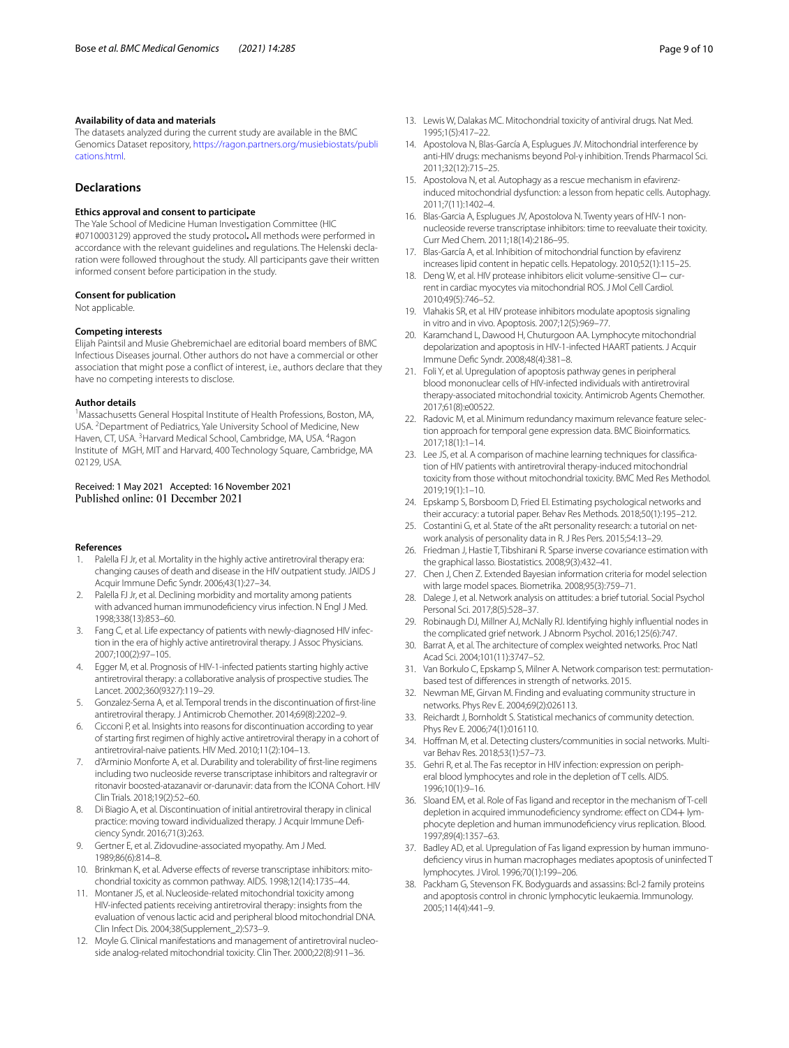#### Availability of data and materials

The datasets analyzed during the current study are available in the BMC Genomics Dataset repository, https://ragon.partners.org/musiebiostats/publications.html.

## Declarations

#### Ethics approval and consent to participate

The Yale School of Medicine Human Investigation Committee (HIC #0710003129) approved the study protocol**.** All methods were performed in accordance with the relevant guidelines and regulations. The Helenski declaration were followed throughout the study. All participants gave their written informed consent before participation in the study.

#### Consent for publication

Not applicable.

#### Competing interests

Elijah Paintsil and Musie Ghebremichael are editorial board members of BMC Infectious Diseases journal. Other authors do not have a commercial or other association that might pose a conflict of interest, i.e., authors declare that they have no competing interests to disclose.

#### Author details

[1]Massachusetts General Hospital Institute of Health Professions, Boston, MA, USA. [2]Department of Pediatrics, Yale University School of Medicine, New Haven, CT, USA. [3]Harvard Medical School, Cambridge, MA, USA. [4]Ragon Institute of MGH, MIT and Harvard, 400 Technology Square, Cambridge, MA 02129, USA.

Received: 1 May 2021 Accepted: 16 November 2021
Published online: 01 December 2021

#### References

1. Palella FJ Jr, et al. Mortality in the highly active antiretroviral therapy era: changing causes of death and disease in the HIV outpatient study. JAIDS J Acquir Immune Defic Syndr. 2006;43(1):27–34.
2. Palella FJ Jr, et al. Declining morbidity and mortality among patients with advanced human immunodeficiency virus infection. N Engl J Med. 1998;338(13):853–60.
3. Fang C, et al. Life expectancy of patients with newly-diagnosed HIV infection in the era of highly active antiretroviral therapy. J Assoc Physicians. 2007;100(2):97–105.
4. Egger M, et al. Prognosis of HIV-1-infected patients starting highly active antiretroviral therapy: a collaborative analysis of prospective studies. The Lancet. 2002;360(9327):119–29.
5. Gonzalez-Serna A, et al. Temporal trends in the discontinuation of first-line antiretroviral therapy. J Antimicrob Chemother. 2014;69(8):2202–9.
6. Cicconi P, et al. Insights into reasons for discontinuation according to year of starting first regimen of highly active antiretroviral therapy in a cohort of antiretroviral-naive patients. HIV Med. 2010;11(2):104–13.
7. d'Arminio Monforte A, et al. Durability and tolerability of first-line regimens including two nucleoside reverse transcriptase inhibitors and raltegravir or ritonavir boosted-atazanavir or-darunavir: data from the ICONA Cohort. HIV Clin Trials. 2018;19(2):52–60.
8. Di Biagio A, et al. Discontinuation of initial antiretroviral therapy in clinical practice: moving toward individualized therapy. J Acquir Immune Deficiency Syndr. 2016;71(3):263.
9. Gertner E, et al. Zidovudine-associated myopathy. Am J Med. 1989;86(6):814–8.
10. Brinkman K, et al. Adverse effects of reverse transcriptase inhibitors: mitochondrial toxicity as common pathway. AIDS. 1998;12(14):1735–44.
11. Montaner JS, et al. Nucleoside-related mitochondrial toxicity among HIV-infected patients receiving antiretroviral therapy: insights from the evaluation of venous lactic acid and peripheral blood mitochondrial DNA. Clin Infect Dis. 2004;38(Supplement_2):S73–9.
12. Moyle G. Clinical manifestations and management of antiretroviral nucleoside analog-related mitochondrial toxicity. Clin Ther. 2000;22(8):911–36.
13. Lewis W, Dalakas MC. Mitochondrial toxicity of antiviral drugs. Nat Med. 1995;1(5):417–22.
14. Apostolova N, Blas-García A, Esplugues JV. Mitochondrial interference by anti-HIV drugs: mechanisms beyond Pol-γ inhibition. Trends Pharmacol Sci. 2011;32(12):715–25.
15. Apostolova N, et al. Autophagy as a rescue mechanism in efavirenz-induced mitochondrial dysfunction: a lesson from hepatic cells. Autophagy. 2011;7(11):1402–4.
16. Blas-Garcia A, Esplugues JV, Apostolova N. Twenty years of HIV-1 non-nucleoside reverse transcriptase inhibitors: time to reevaluate their toxicity. Curr Med Chem. 2011;18(14):2186–95.
17. Blas-García A, et al. Inhibition of mitochondrial function by efavirenz increases lipid content in hepatic cells. Hepatology. 2010;52(1):115–25.
18. Deng W, et al. HIV protease inhibitors elicit volume-sensitive Cl− current in cardiac myocytes via mitochondrial ROS. J Mol Cell Cardiol. 2010;49(5):746–52.
19. Vlahakis SR, et al. HIV protease inhibitors modulate apoptosis signaling in vitro and in vivo. Apoptosis. 2007;12(5):969–77.
20. Karamchand L, Dawood H, Chuturgoon AA. Lymphocyte mitochondrial depolarization and apoptosis in HIV-1-infected HAART patients. J Acquir Immune Defic Syndr. 2008;48(4):381–8.
21. Foli Y, et al. Upregulation of apoptosis pathway genes in peripheral blood mononuclear cells of HIV-infected individuals with antiretroviral therapy-associated mitochondrial toxicity. Antimicrob Agents Chemother. 2017;61(8):e00522.
22. Radovic M, et al. Minimum redundancy maximum relevance feature selection approach for temporal gene expression data. BMC Bioinformatics. 2017;18(1):1–14.
23. Lee JS, et al. A comparison of machine learning techniques for classification of HIV patients with antiretroviral therapy-induced mitochondrial toxicity from those without mitochondrial toxicity. BMC Med Res Methodol. 2019;19(1):1–10.
24. Epskamp S, Borsboom D, Fried EI. Estimating psychological networks and their accuracy: a tutorial paper. Behav Res Methods. 2018;50(1):195–212.
25. Costantini G, et al. State of the aRt personality research: a tutorial on network analysis of personality data in R. J Res Pers. 2015;54:13–29.
26. Friedman J, Hastie T, Tibshirani R. Sparse inverse covariance estimation with the graphical lasso. Biostatistics. 2008;9(3):432–41.
27. Chen J, Chen Z. Extended Bayesian information criteria for model selection with large model spaces. Biometrika. 2008;95(3):759–71.
28. Dalege J, et al. Network analysis on attitudes: a brief tutorial. Social Psychol Personal Sci. 2017;8(5):528–37.
29. Robinaugh DJ, Millner AJ, McNally RJ. Identifying highly influential nodes in the complicated grief network. J Abnorm Psychol. 2016;125(6):747.
30. Barrat A, et al. The architecture of complex weighted networks. Proc Natl Acad Sci. 2004;101(11):3747–52.
31. Van Borkulo C, Epskamp S, Milner A. Network comparison test: permutation-based test of differences in strength of networks. 2015.
32. Newman ME, Girvan M. Finding and evaluating community structure in networks. Phys Rev E. 2004;69(2):026113.
33. Reichardt J, Bornholdt S. Statistical mechanics of community detection. Phys Rev E. 2006;74(1):016110.
34. Hoffman M, et al. Detecting clusters/communities in social networks. Multivar Behav Res. 2018;53(1):57–73.
35. Gehri R, et al. The Fas receptor in HIV infection: expression on peripheral blood lymphocytes and role in the depletion of T cells. AIDS. 1996;10(1):9–16.
36. Sloand EM, et al. Role of Fas ligand and receptor in the mechanism of T-cell depletion in acquired immunodeficiency syndrome: effect on CD4+ lymphocyte depletion and human immunodeficiency virus replication. Blood. 1997;89(4):1357–63.
37. Badley AD, et al. Upregulation of Fas ligand expression by human immunodeficiency virus in human macrophages mediates apoptosis of uninfected T lymphocytes. J Virol. 1996;70(1):199–206.
38. Packham G, Stevenson FK. Bodyguards and assassins: Bcl-2 family proteins and apoptosis control in chronic lymphocytic leukaemia. Immunology. 2005;114(4):441–9.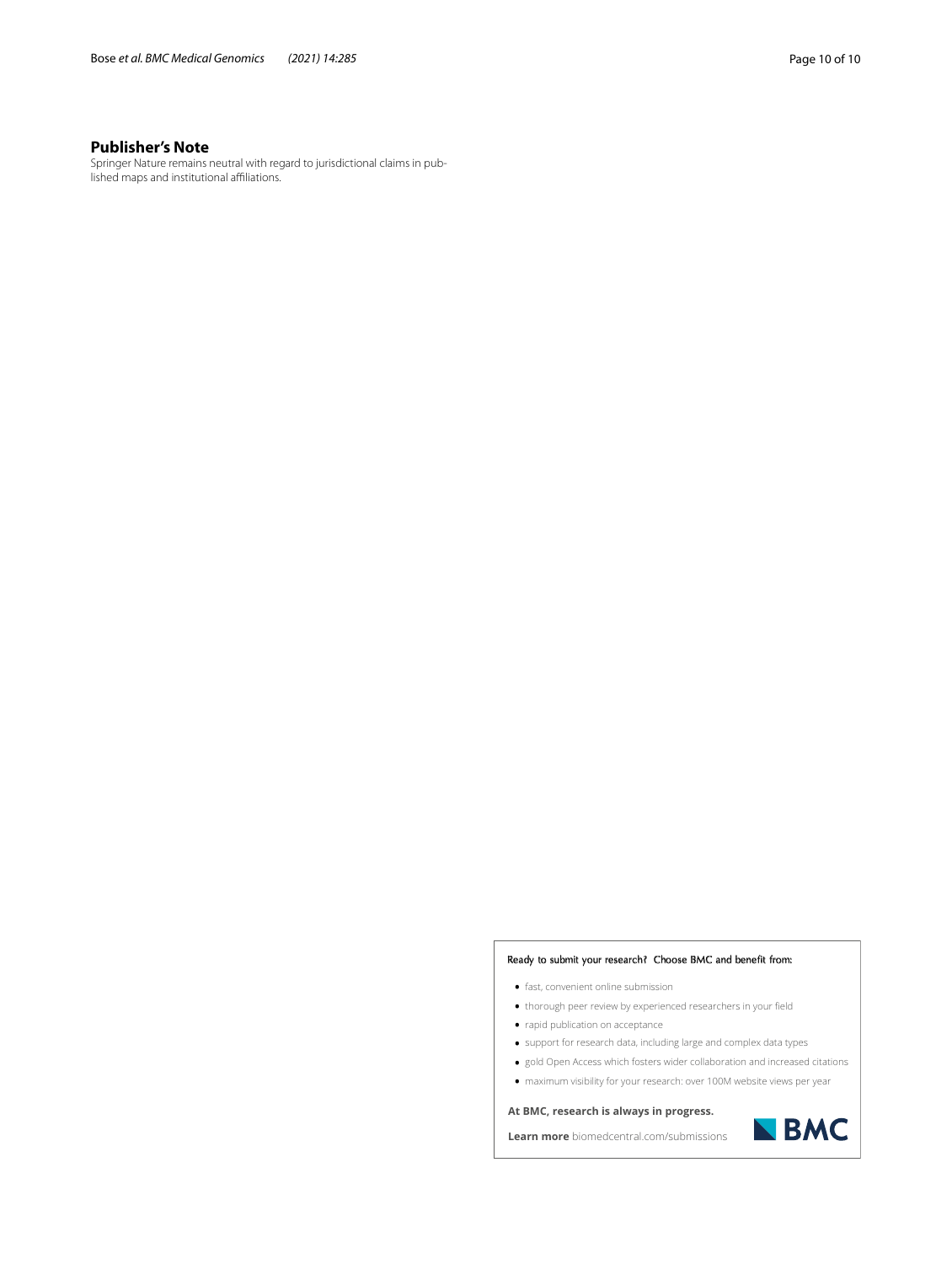## Publisher's Note

Springer Nature remains neutral with regard to jurisdictional claims in published maps and institutional affiliations.

Ready to submit your research? Choose BMC and benefit from:

- fast, convenient online submission
- thorough peer review by experienced researchers in your field
- rapid publication on acceptance
- support for research data, including large and complex data types
- gold Open Access which fosters wider collaboration and increased citations
- maximum visibility for your research: over 100M website views per year

**At BMC, research is always in progress.**

**Learn more** biomedcentral.com/submissions

BMC